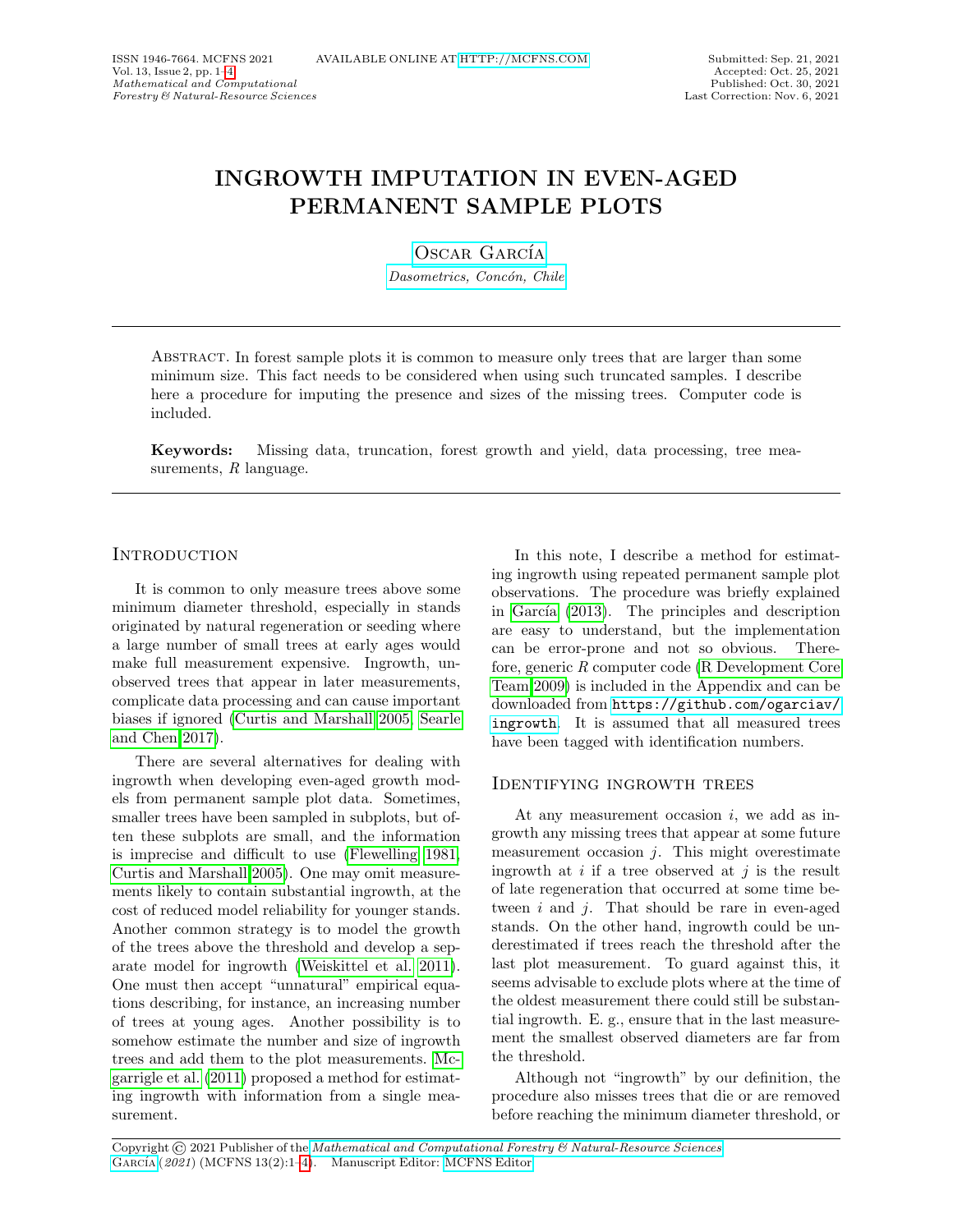# INGROWTH IMPUTATION IN EVEN-AGED PERMANENT SAMPLE PLOTS

Oscar García

*Dasometrics, Concón, Chile*

---

Abstract. In forest sample plots it is common to measure only trees that are larger than some minimum size. This fact needs to be considered when using such truncated samples. I describe here a procedure for imputing the presence and sizes of the missing trees. Computer code is included.

**Keywords:** Missing data, truncation, forest growth and yield, data processing, tree measurements, *R* language.

---

## Introduction

It is common to only measure trees above some minimum diameter threshold, especially in stands originated by natural regeneration or seeding where a large number of small trees at early ages would make full measurement expensive. Ingrowth, unobserved trees that appear in later measurements, complicate data processing and can cause important biases if ignored (Curtis and Marshall 2005, Searle and Chen 2017).

There are several alternatives for dealing with ingrowth when developing even-aged growth models from permanent sample plot data. Sometimes, smaller trees have been sampled in subplots, but often these subplots are small, and the information is imprecise and difficult to use (Flewelling 1981, Curtis and Marshall 2005). One may omit measurements likely to contain substantial ingrowth, at the cost of reduced model reliability for younger stands. Another common strategy is to model the growth of the trees above the threshold and develop a separate model for ingrowth (Weiskittel et al. 2011). One must then accept "unnatural" empirical equations describing, for instance, an increasing number of trees at young ages. Another possibility is to somehow estimate the number and size of ingrowth trees and add them to the plot measurements. Mcgarrigle et al. (2011) proposed a method for estimating ingrowth with information from a single measurement.

In this note, I describe a method for estimating ingrowth using repeated permanent sample plot observations. The procedure was briefly explained in García (2013). The principles and description are easy to understand, but the implementation can be error-prone and not so obvious. Therefore, generic *R* computer code (R Development Core Team 2009) is included in the Appendix and can be downloaded from `https://github.com/ogarciav/ingrowth`. It is assumed that all measured trees have been tagged with identification numbers.

## Identifying ingrowth trees

At any measurement occasion $i$, we add as ingrowth any missing trees that appear at some future measurement occasion $j$. This might overestimate ingrowth at $i$ if a tree observed at $j$ is the result of late regeneration that occurred at some time between $i$ and $j$. That should be rare in even-aged stands. On the other hand, ingrowth could be underestimated if trees reach the threshold after the last plot measurement. To guard against this, it seems advisable to exclude plots where at the time of the oldest measurement there could still be substantial ingrowth. E. g., ensure that in the last measurement the smallest observed diameters are far from the threshold.

Although not "ingrowth" by our definition, the procedure also misses trees that die or are removed before reaching the minimum diameter threshold, or

---

Copyright © 2021 Publisher of the *Mathematical and Computational Forestry & Natural-Resource Sciences*
García (*2021*) (MCFNS 13(2):1–4). Manuscript Editor: MCFNS Editor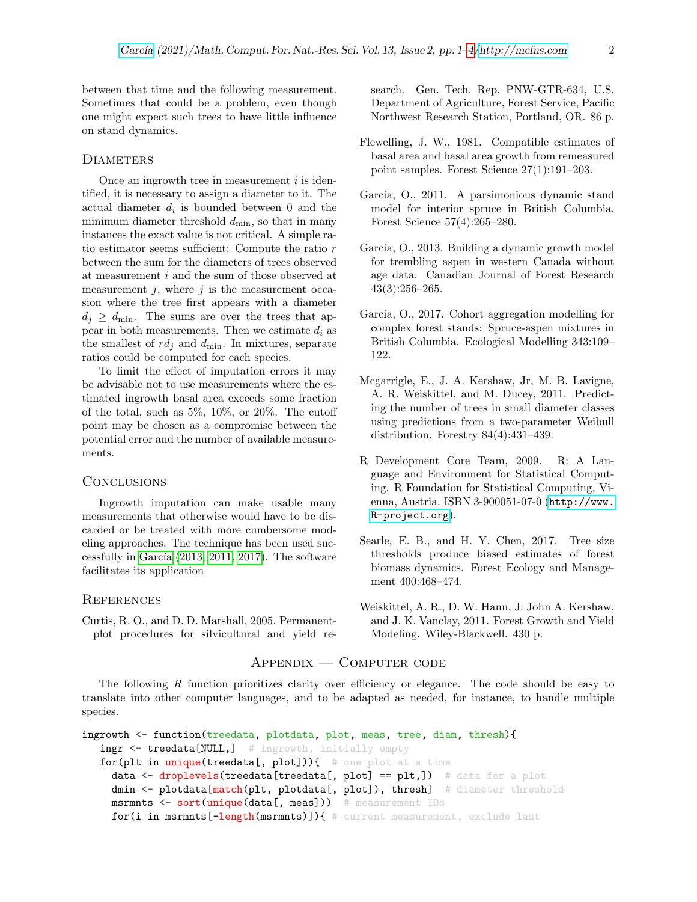between that time and the following measurement. Sometimes that could be a problem, even though one might expect such trees to have little influence on stand dynamics.

## Diameters

Once an ingrowth tree in measurement $i$ is identified, it is necessary to assign a diameter to it. The actual diameter $d_i$ is bounded between 0 and the minimum diameter threshold $d_{\min}$, so that in many instances the exact value is not critical. A simple ratio estimator seems sufficient: Compute the ratio $r$ between the sum for the diameters of trees observed at measurement $i$ and the sum of those observed at measurement $j$, where $j$ is the measurement occasion where the tree first appears with a diameter $d_j \geq d_{\min}$. The sums are over the trees that appear in both measurements. Then we estimate $d_i$ as the smallest of $rd_j$ and $d_{\min}$. In mixtures, separate ratios could be computed for each species.

To limit the effect of imputation errors it may be advisable not to use measurements where the estimated ingrowth basal area exceeds some fraction of the total, such as 5%, 10%, or 20%. The cutoff point may be chosen as a compromise between the potential error and the number of available measurements.

## Conclusions

Ingrowth imputation can make usable many measurements that otherwise would have to be discarded or be treated with more cumbersome modeling approaches. The technique has been used successfully in García (2013, 2011, 2017). The software facilitates its application

## References

Curtis, R. O., and D. D. Marshall, 2005. Permanent-plot procedures for silvicultural and yield research. Gen. Tech. Rep. PNW-GTR-634, U.S. Department of Agriculture, Forest Service, Pacific Northwest Research Station, Portland, OR. 86 p.

Flewelling, J. W., 1981. Compatible estimates of basal area and basal area growth from remeasured point samples. Forest Science 27(1):191–203.

García, O., 2011. A parsimonious dynamic stand model for interior spruce in British Columbia. Forest Science 57(4):265–280.

García, O., 2013. Building a dynamic growth model for trembling aspen in western Canada without age data. Canadian Journal of Forest Research 43(3):256–265.

García, O., 2017. Cohort aggregation modelling for complex forest stands: Spruce-aspen mixtures in British Columbia. Ecological Modelling 343:109–122.

Mcgarrigle, E., J. A. Kershaw, Jr, M. B. Lavigne, A. R. Weiskittel, and M. Ducey, 2011. Predicting the number of trees in small diameter classes using predictions from a two-parameter Weibull distribution. Forestry 84(4):431–439.

R Development Core Team, 2009. R: A Language and Environment for Statistical Computing. R Foundation for Statistical Computing, Vienna, Austria. ISBN 3-900051-07-0 (http://www.R-project.org).

Searle, E. B., and H. Y. Chen, 2017. Tree size thresholds produce biased estimates of forest biomass dynamics. Forest Ecology and Management 400:468–474.

Weiskittel, A. R., D. W. Hann, J. John A. Kershaw, and J. K. Vanclay, 2011. Forest Growth and Yield Modeling. Wiley-Blackwell. 430 p.

## Appendix — Computer code

The following *R* function prioritizes clarity over efficiency or elegance. The code should be easy to translate into other computer languages, and to be adapted as needed, for instance, to handle multiple species.

```
ingrowth <- function(treedata, plotdata, plot, meas, tree, diam, thresh){
  ingr <- treedata[NULL,]  # ingrowth, initially empty
  for(plt in unique(treedata[, plot])){  # one plot at a time
    data <- droplevels(treedata[treedata[, plot] == plt,])  # data for a plot
    dmin <- plotdata[match(plt, plotdata[, plot]), thresh]  # diameter threshold
    msrmnts <- sort(unique(data[, meas]))  # measurement IDs
    for(i in msrmnts[-length(msrmnts)]){ # current measurement, exclude last
```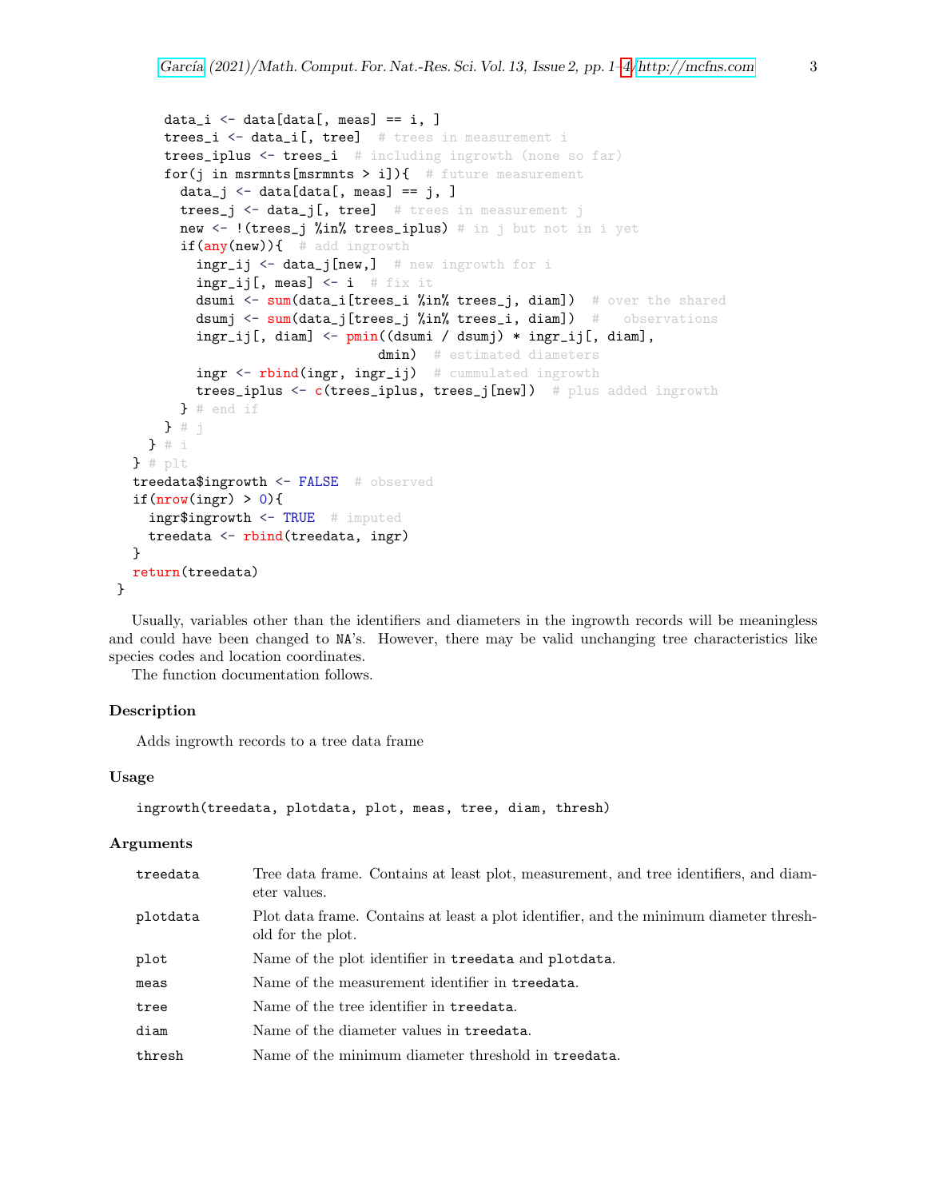```r
      data_i <- data[data[, meas] == i, ]
      trees_i <- data_i[, tree]  # trees in measurement i
      trees_iplus <- trees_i  # including ingrowth (none so far)
      for(j in msrmnts[msrmnts > i]){  # future measurement
        data_j <- data[data[, meas] == j, ]
        trees_j <- data_j[, tree]  # trees in measurement j
        new <- !(trees_j %in% trees_iplus) # in j but not in i yet
        if(any(new)){  # add ingrowth
          ingr_ij <- data_j[new,]  # new ingrowth for i
          ingr_ij[, meas] <- i  # fix it
          dsumi <- sum(data_i[trees_i %in% trees_j, diam])  # over the shared
          dsumj <- sum(data_j[trees_j %in% trees_i, diam])  #   observations
          ingr_ij[, diam] <- pmin((dsumi / dsumj) * ingr_ij[, diam],
                                  dmin)  # estimated diameters
          ingr <- rbind(ingr, ingr_ij)  # cummulated ingrowth
          trees_iplus <- c(trees_iplus, trees_j[new])  # plus added ingrowth
        } # end if
      } # j
    } # i
  } # plt
  treedata$ingrowth <- FALSE  # observed
  if(nrow(ingr) > 0){
    ingr$ingrowth <- TRUE  # imputed
    treedata <- rbind(treedata, ingr)
  }
  return(treedata)
}
```

Usually, variables other than the identifiers and diameters in the ingrowth records will be meaningless and could have been changed to `NA`'s. However, there may be valid unchanging tree characteristics like species codes and location coordinates.

The function documentation follows.

### Description

Adds ingrowth records to a tree data frame

### Usage

```r
ingrowth(treedata, plotdata, plot, meas, tree, diam, thresh)
```

### Arguments

| Argument | Description |
| --- | --- |
| `treedata` | Tree data frame. Contains at least plot, measurement, and tree identifiers, and diameter values. |
| `plotdata` | Plot data frame. Contains at least a plot identifier, and the minimum diameter threshold for the plot. |
| `plot` | Name of the plot identifier in `treedata` and `plotdata`. |
| `meas` | Name of the measurement identifier in `treedata`. |
| `tree` | Name of the tree identifier in `treedata`. |
| `diam` | Name of the diameter values in `treedata`. |
| `thresh` | Name of the minimum diameter threshold in `treedata`. |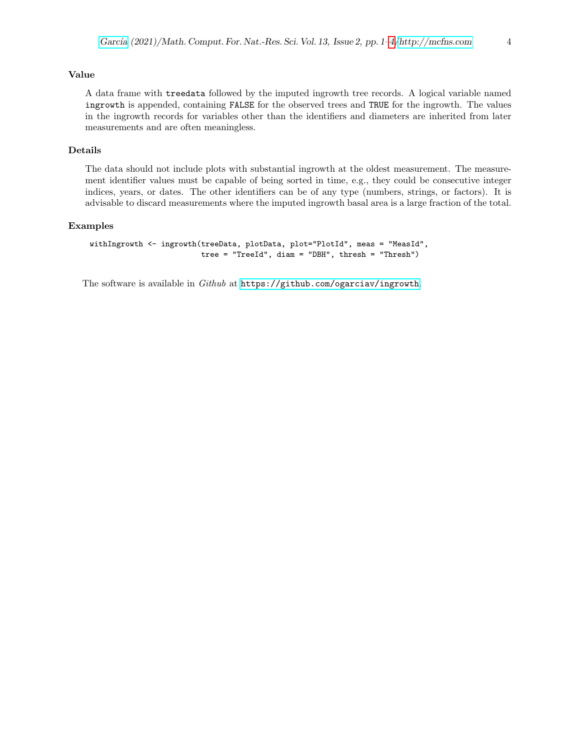### Value

A data frame with `treedata` followed by the imputed ingrowth tree records. A logical variable named `ingrowth` is appended, containing `FALSE` for the observed trees and `TRUE` for the ingrowth. The values in the ingrowth records for variables other than the identifiers and diameters are inherited from later measurements and are often meaningless.

### Details

The data should not include plots with substantial ingrowth at the oldest measurement. The measurement identifier values must be capable of being sorted in time, e.g., they could be consecutive integer indices, years, or dates. The other identifiers can be of any type (numbers, strings, or factors). It is advisable to discard measurements where the imputed ingrowth basal area is a large fraction of the total.

### Examples

```
withIngrowth <- ingrowth(treeData, plotData, plot="PlotId", meas = "MeasId",
                         tree = "TreeId", diam = "DBH", thresh = "Thresh")
```

The software is available in *Github* at `https://github.com/ogarciav/ingrowth`.